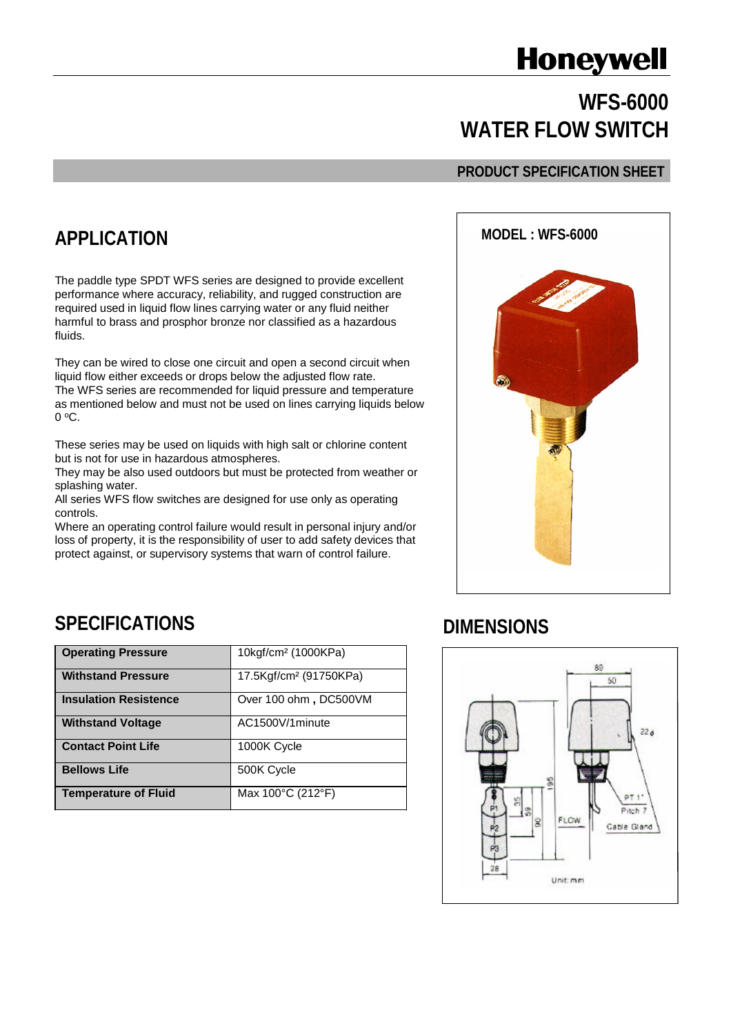Honeywell

# WFS-6000 WATER FLOW SWITCH

**PRODUCT SPECIFICATION SHEET**

## APPLICATION

The paddle type SPDT WFS series are designed to provide excellent performance where accuracy, reliability, and rugged construction are required used in liquid flow lines carrying water or any fluid neither harmful to brass and prosphor bronze nor classified as a hazardous fluids.

They can be wired to close one circuit and open a second circuit when liquid flow either exceeds or drops below the adjusted flow rate.
The WFS series are recommended for liquid pressure and temperature as mentioned below and must not be used on lines carrying liquids below 0 ºC.

These series may be used on liquids with high salt or chlorine content but is not for use in hazardous atmospheres.
They may be also used outdoors but must be protected from weather or splashing water.
All series WFS flow switches are designed for use only as operating controls.
Where an operating control failure would result in personal injury and/or loss of property, it is the responsibility of user to add safety devices that protect against, or supervisory systems that warn of control failure.

**MODEL : WFS-6000**

## SPECIFICATIONS

| | |
|---|---|
| **Operating Pressure** | 10kgf/cm² (1000KPa) |
| **Withstand Pressure** | 17.5Kgf/cm² (91750KPa) |
| **Insulation Resistence** | Over 100 ohm , DC500VM |
| **Withstand Voltage** | AC1500V/1minute |
| **Contact Point Life** | 1000K Cycle |
| **Bellows Life** | 500K Cycle |
| **Temperature of Fluid** | Max 100°C (212°F) |

## DIMENSIONS

89, 50, 22ϕ, PT 1", Pitch 7, Cable Gland, 195, 35, 59, 90, FLOW, P1, P2, P3, 28

Unit: mm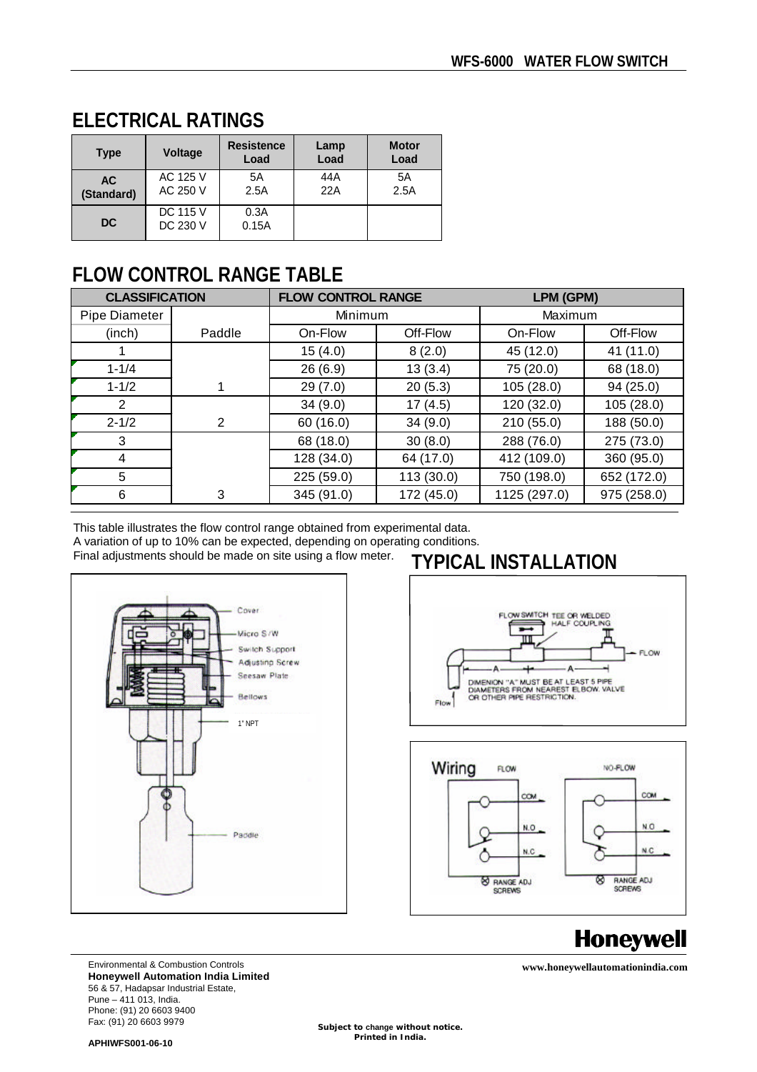## ELECTRICAL RATINGS

| Type | Voltage | Resistence Load | Lamp Load | Motor Load |
|---|---|---|---|---|
| AC (Standard) | AC 125 V<br>AC 250 V | 5A<br>2.5A | 44A<br>22A | 5A<br>2.5A |
| DC | DC 115 V<br>DC 230 V | 0.3A<br>0.15A | | |

## FLOW CONTROL RANGE TABLE

| CLASSIFICATION | | FLOW CONTROL RANGE | | LPM (GPM) | |
|---|---|---|---|---|---|
| Pipe Diameter | | Minimum | | Maximum | |
| (inch) | Paddle | On-Flow | Off-Flow | On-Flow | Off-Flow |
| 1 | | 15 (4.0) | 8 (2.0) | 45 (12.0) | 41 (11.0) |
| 1-1/4 | | 26 (6.9) | 13 (3.4) | 75 (20.0) | 68 (18.0) |
| 1-1/2 | 1 | 29 (7.0) | 20 (5.3) | 105 (28.0) | 94 (25.0) |
| 2 | | 34 (9.0) | 17 (4.5) | 120 (32.0) | 105 (28.0) |
| 2-1/2 | 2 | 60 (16.0) | 34 (9.0) | 210 (55.0) | 188 (50.0) |
| 3 | | 68 (18.0) | 30 (8.0) | 288 (76.0) | 275 (73.0) |
| 4 | | 128 (34.0) | 64 (17.0) | 412 (109.0) | 360 (95.0) |
| 5 | | 225 (59.0) | 113 (30.0) | 750 (198.0) | 652 (172.0) |
| 6 | 3 | 345 (91.0) | 172 (45.0) | 1125 (297.0) | 975 (258.0) |

This table illustrates the flow control range obtained from experimental data.
A variation of up to 10% can be expected, depending on operating conditions.
Final adjustments should be made on site using a flow meter.

Cover
Micro S/W
Switch Support
Adjusting Screw
Seesaw Plate
Bellows
1" NPT
Paddle

## TYPICAL INSTALLATION

FLOW SWITCH
TEE OR WELDED HALF COUPLING
FLOW
Flow
A
A
DIMENION "A" MUST BE AT LEAST 5 PIPE DIAMETERS FROM NEAREST ELBOW, VALVE OR OTHER PIPE RESTRICTION.

Wiring
FLOW
NO-FLOW
COM
N.O
N.C
RANGE ADJ SCREWS
COM
N.O
N.C
RANGE ADJ SCREWS

Environmental & Combustion Controls
**Honeywell Automation India Limited**
56 & 57, Hadapsar Industrial Estate,
Pune – 411 013, India.
Phone: (91) 20 6603 9400
Fax: (91) 20 6603 9979

www.honeywellautomationindia.com

**Subject to change without notice.**
**Printed in India.**

**APHIWFS001-06-10**